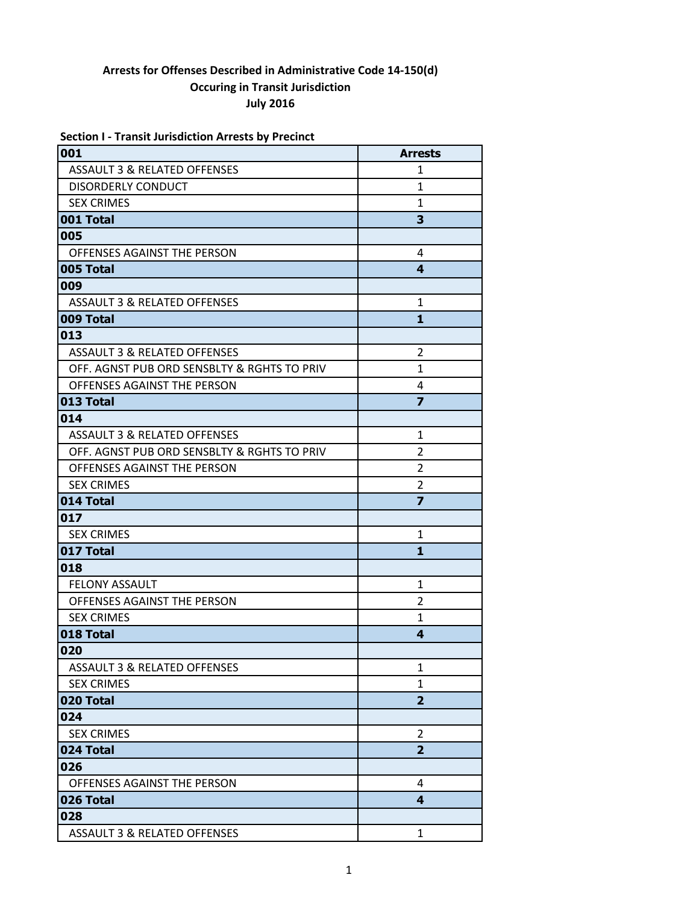**Arrests for Offenses Described in Administrative Code 14-150(d)**
**Occuring in Transit Jurisdiction**
**July 2016**

**Section I - Transit Jurisdiction Arrests by Precinct**

| 001 | Arrests |
| --- | --- |
| ASSAULT 3 & RELATED OFFENSES | 1 |
| DISORDERLY CONDUCT | 1 |
| SEX CRIMES | 1 |
| **001 Total** | **3** |
| **005** | |
| OFFENSES AGAINST THE PERSON | 4 |
| **005 Total** | **4** |
| **009** | |
| ASSAULT 3 & RELATED OFFENSES | 1 |
| **009 Total** | **1** |
| **013** | |
| ASSAULT 3 & RELATED OFFENSES | 2 |
| OFF. AGNST PUB ORD SENSBLTY & RGHTS TO PRIV | 1 |
| OFFENSES AGAINST THE PERSON | 4 |
| **013 Total** | **7** |
| **014** | |
| ASSAULT 3 & RELATED OFFENSES | 1 |
| OFF. AGNST PUB ORD SENSBLTY & RGHTS TO PRIV | 2 |
| OFFENSES AGAINST THE PERSON | 2 |
| SEX CRIMES | 2 |
| **014 Total** | **7** |
| **017** | |
| SEX CRIMES | 1 |
| **017 Total** | **1** |
| **018** | |
| FELONY ASSAULT | 1 |
| OFFENSES AGAINST THE PERSON | 2 |
| SEX CRIMES | 1 |
| **018 Total** | **4** |
| **020** | |
| ASSAULT 3 & RELATED OFFENSES | 1 |
| SEX CRIMES | 1 |
| **020 Total** | **2** |
| **024** | |
| SEX CRIMES | 2 |
| **024 Total** | **2** |
| **026** | |
| OFFENSES AGAINST THE PERSON | 4 |
| **026 Total** | **4** |
| **028** | |
| ASSAULT 3 & RELATED OFFENSES | 1 |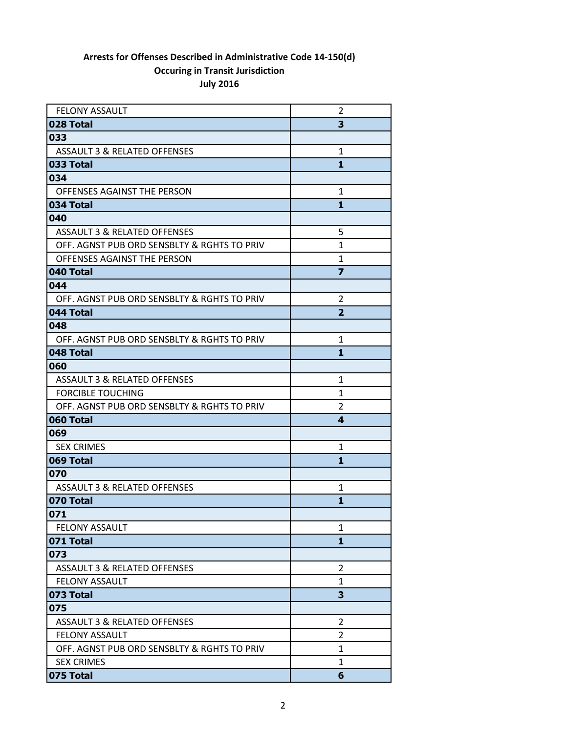**Arrests for Offenses Described in Administrative Code 14-150(d)**
**Occuring in Transit Jurisdiction**
**July 2016**

| | |
|---|---|
| FELONY ASSAULT | 2 |
| **028 Total** | **3** |
| **033** | |
| ASSAULT 3 & RELATED OFFENSES | 1 |
| **033 Total** | **1** |
| **034** | |
| OFFENSES AGAINST THE PERSON | 1 |
| **034 Total** | **1** |
| **040** | |
| ASSAULT 3 & RELATED OFFENSES | 5 |
| OFF. AGNST PUB ORD SENSBLTY & RGHTS TO PRIV | 1 |
| OFFENSES AGAINST THE PERSON | 1 |
| **040 Total** | **7** |
| **044** | |
| OFF. AGNST PUB ORD SENSBLTY & RGHTS TO PRIV | 2 |
| **044 Total** | **2** |
| **048** | |
| OFF. AGNST PUB ORD SENSBLTY & RGHTS TO PRIV | 1 |
| **048 Total** | **1** |
| **060** | |
| ASSAULT 3 & RELATED OFFENSES | 1 |
| FORCIBLE TOUCHING | 1 |
| OFF. AGNST PUB ORD SENSBLTY & RGHTS TO PRIV | 2 |
| **060 Total** | **4** |
| **069** | |
| SEX CRIMES | 1 |
| **069 Total** | **1** |
| **070** | |
| ASSAULT 3 & RELATED OFFENSES | 1 |
| **070 Total** | **1** |
| **071** | |
| FELONY ASSAULT | 1 |
| **071 Total** | **1** |
| **073** | |
| ASSAULT 3 & RELATED OFFENSES | 2 |
| FELONY ASSAULT | 1 |
| **073 Total** | **3** |
| **075** | |
| ASSAULT 3 & RELATED OFFENSES | 2 |
| FELONY ASSAULT | 2 |
| OFF. AGNST PUB ORD SENSBLTY & RGHTS TO PRIV | 1 |
| SEX CRIMES | 1 |
| **075 Total** | **6** |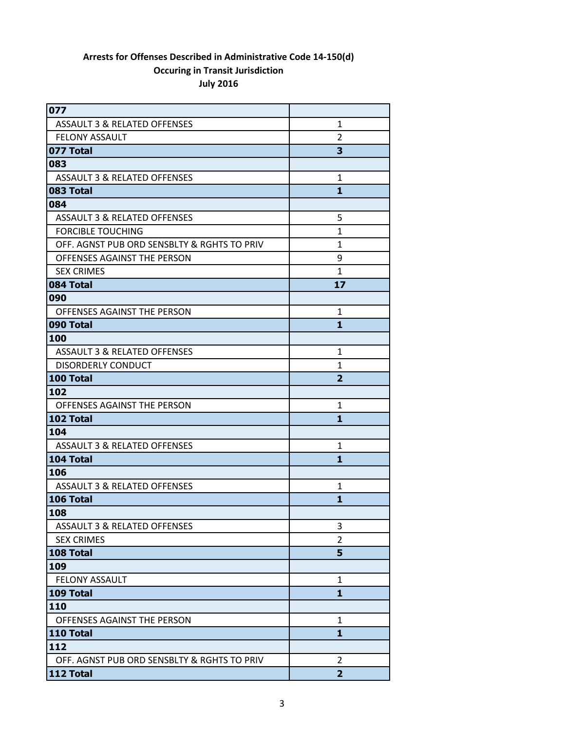**Arrests for Offenses Described in Administrative Code 14-150(d)**
**Occuring in Transit Jurisdiction**
**July 2016**

| **077** | |
|---|---|
| ASSAULT 3 & RELATED OFFENSES | 1 |
| FELONY ASSAULT | 2 |
| **077 Total** | **3** |
| **083** | |
| ASSAULT 3 & RELATED OFFENSES | 1 |
| **083 Total** | **1** |
| **084** | |
| ASSAULT 3 & RELATED OFFENSES | 5 |
| FORCIBLE TOUCHING | 1 |
| OFF. AGNST PUB ORD SENSBLTY & RGHTS TO PRIV | 1 |
| OFFENSES AGAINST THE PERSON | 9 |
| SEX CRIMES | 1 |
| **084 Total** | **17** |
| **090** | |
| OFFENSES AGAINST THE PERSON | 1 |
| **090 Total** | **1** |
| **100** | |
| ASSAULT 3 & RELATED OFFENSES | 1 |
| DISORDERLY CONDUCT | 1 |
| **100 Total** | **2** |
| **102** | |
| OFFENSES AGAINST THE PERSON | 1 |
| **102 Total** | **1** |
| **104** | |
| ASSAULT 3 & RELATED OFFENSES | 1 |
| **104 Total** | **1** |
| **106** | |
| ASSAULT 3 & RELATED OFFENSES | 1 |
| **106 Total** | **1** |
| **108** | |
| ASSAULT 3 & RELATED OFFENSES | 3 |
| SEX CRIMES | 2 |
| **108 Total** | **5** |
| **109** | |
| FELONY ASSAULT | 1 |
| **109 Total** | **1** |
| **110** | |
| OFFENSES AGAINST THE PERSON | 1 |
| **110 Total** | **1** |
| **112** | |
| OFF. AGNST PUB ORD SENSBLTY & RGHTS TO PRIV | 2 |
| **112 Total** | **2** |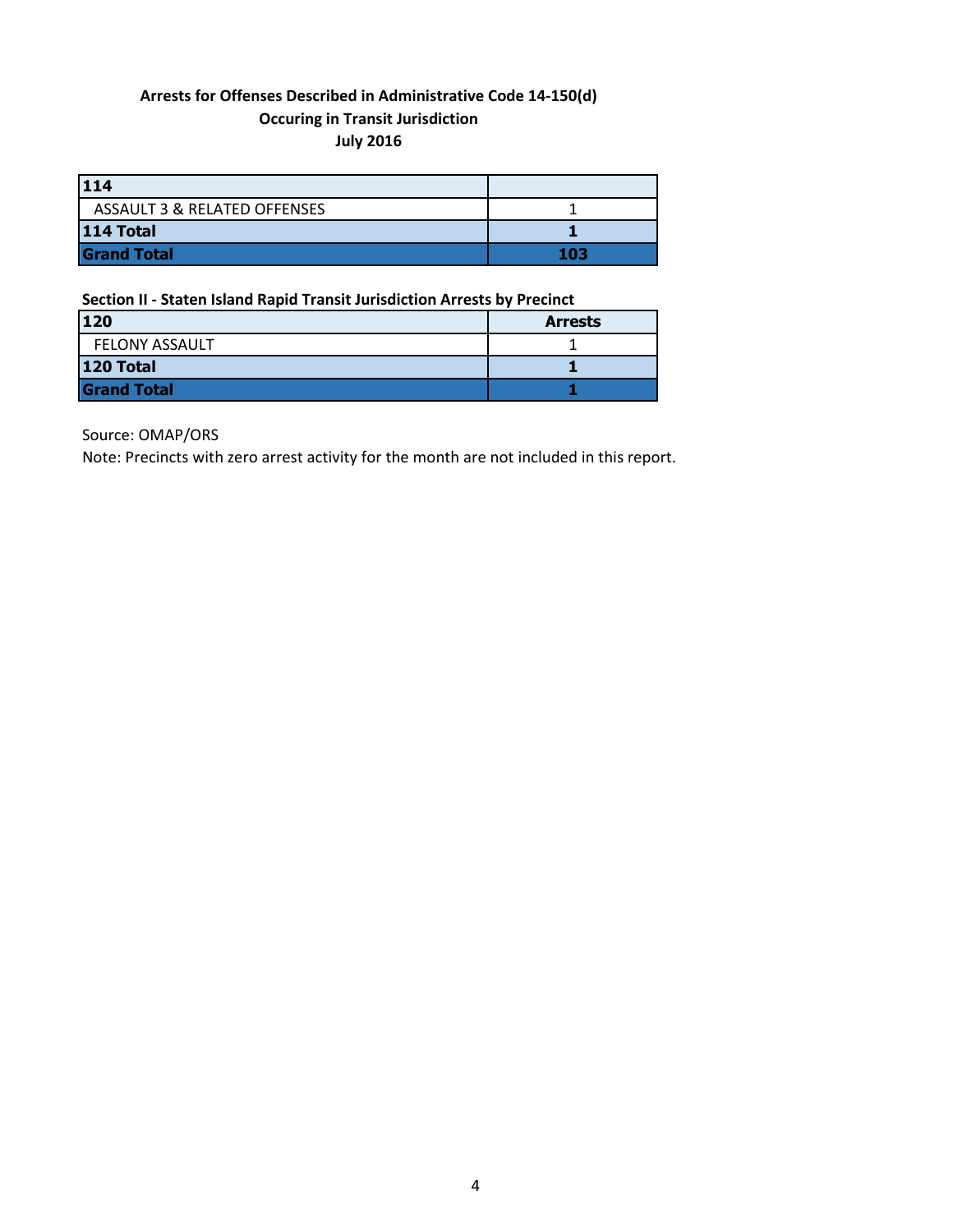**Arrests for Offenses Described in Administrative Code 14-150(d)**
**Occuring in Transit Jurisdiction**
**July 2016**

| **114** | |
|---|---|
| ASSAULT 3 & RELATED OFFENSES | 1 |
| **114 Total** | **1** |
| **Grand Total** | **103** |

**Section II - Staten Island Rapid Transit Jurisdiction Arrests by Precinct**

| **120** | **Arrests** |
|---|---|
| FELONY ASSAULT | 1 |
| **120 Total** | **1** |
| **Grand Total** | **1** |

Source: OMAP/ORS

Note: Precincts with zero arrest activity for the month are not included in this report.